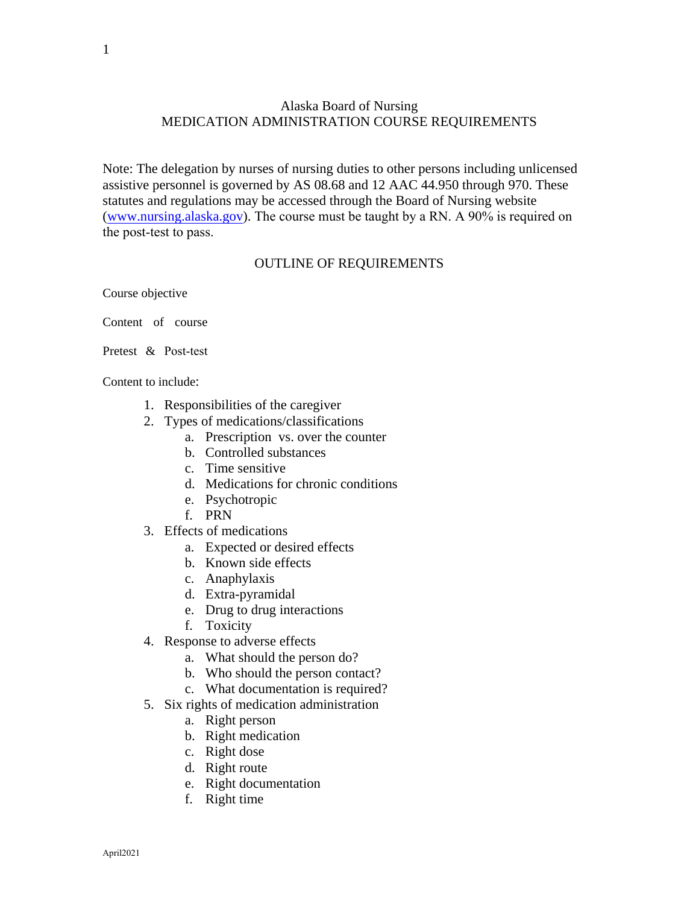# Alaska Board of Nursing
## MEDICATION ADMINISTRATION COURSE REQUIREMENTS

Note: The delegation by nurses of nursing duties to other persons including unlicensed assistive personnel is governed by AS 08.68 and 12 AAC 44.950 through 970. These statutes and regulations may be accessed through the Board of Nursing website ([www.nursing.alaska.gov](http://www.nursing.alaska.gov)). The course must be taught by a RN. A 90% is required on the post-test to pass.

### OUTLINE OF REQUIREMENTS

Course objective

Content of course

Pretest & Post-test

Content to include:

1. Responsibilities of the caregiver
2. Types of medications/classifications
   a. Prescription vs. over the counter
   b. Controlled substances
   c. Time sensitive
   d. Medications for chronic conditions
   e. Psychotropic
   f. PRN
3. Effects of medications
   a. Expected or desired effects
   b. Known side effects
   c. Anaphylaxis
   d. Extra-pyramidal
   e. Drug to drug interactions
   f. Toxicity
4. Response to adverse effects
   a. What should the person do?
   b. Who should the person contact?
   c. What documentation is required?
5. Six rights of medication administration
   a. Right person
   b. Right medication
   c. Right dose
   d. Right route
   e. Right documentation
   f. Right time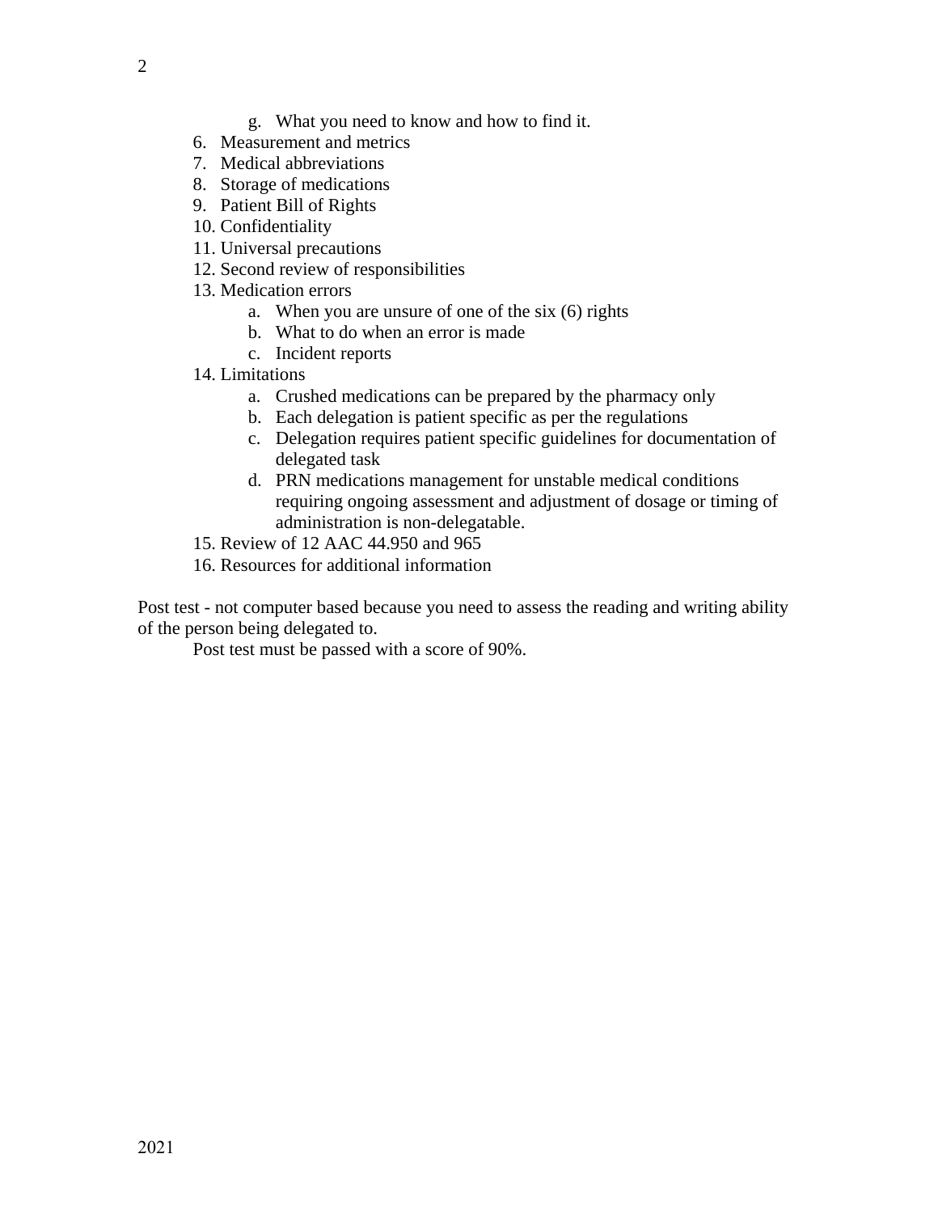g. What you need to know and how to find it.

6. Measurement and metrics
7. Medical abbreviations
8. Storage of medications
9. Patient Bill of Rights
10. Confidentiality
11. Universal precautions
12. Second review of responsibilities
13. Medication errors
    a. When you are unsure of one of the six (6) rights
    b. What to do when an error is made
    c. Incident reports
14. Limitations
    a. Crushed medications can be prepared by the pharmacy only
    b. Each delegation is patient specific as per the regulations
    c. Delegation requires patient specific guidelines for documentation of delegated task
    d. PRN medications management for unstable medical conditions requiring ongoing assessment and adjustment of dosage or timing of administration is non-delegatable.
15. Review of 12 AAC 44.950 and 965
16. Resources for additional information

Post test - not computer based because you need to assess the reading and writing ability of the person being delegated to.

Post test must be passed with a score of 90%.